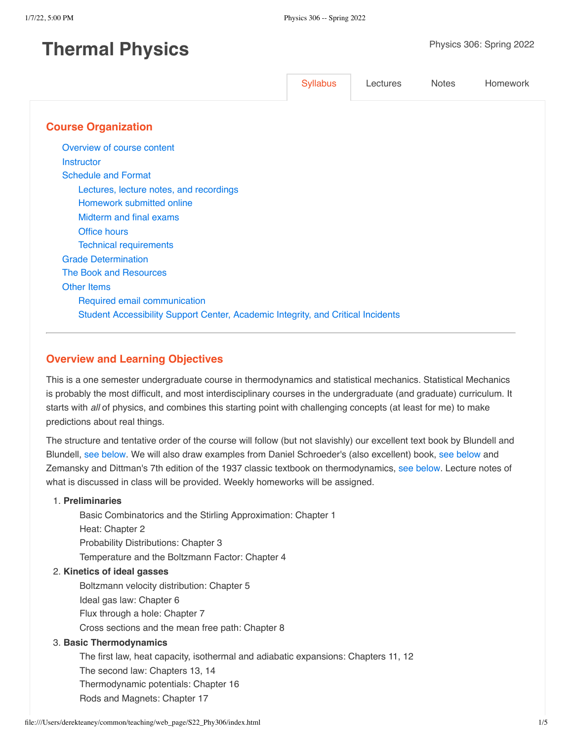# Thermal Physics

Physics 306: Spring 2022

Syllabus | Lectures | Notes | Homework

## Course Organization

- Overview of course content
- Instructor
- Schedule and Format
  - Lectures, lecture notes, and recordings
  - Homework submitted online
  - Midterm and final exams
  - Office hours
  - Technical requirements
- Grade Determination
- The Book and Resources
- Other Items
  - Required email communication
  - Student Accessibility Support Center, Academic Integrity, and Critical Incidents

---

## Overview and Learning Objectives

This is a one semester undergraduate course in thermodynamics and statistical mechanics. Statistical Mechanics is probably the most difficult, and most interdisciplinary courses in the undergraduate (and graduate) curriculum. It starts with *all* of physics, and combines this starting point with challenging concepts (at least for me) to make predictions about real things.

The structure and tentative order of the course will follow (but not slavishly) our excellent text book by Blundell and Blundell, see below. We will also draw examples from Daniel Schroeder's (also excellent) book, see below and Zemansky and Dittman's 7th edition of the 1937 classic textbook on thermodynamics, see below. Lecture notes of what is discussed in class will be provided. Weekly homeworks will be assigned.

1. **Preliminaries**
   - Basic Combinatorics and the Stirling Approximation: Chapter 1
   - Heat: Chapter 2
   - Probability Distributions: Chapter 3
   - Temperature and the Boltzmann Factor: Chapter 4
2. **Kinetics of ideal gasses**
   - Boltzmann velocity distribution: Chapter 5
   - Ideal gas law: Chapter 6
   - Flux through a hole: Chapter 7
   - Cross sections and the mean free path: Chapter 8
3. **Basic Thermodynamics**
   - The first law, heat capacity, isothermal and adiabatic expansions: Chapters 11, 12
   - The second law: Chapters 13, 14
   - Thermodynamic potentials: Chapter 16
   - Rods and Magnets: Chapter 17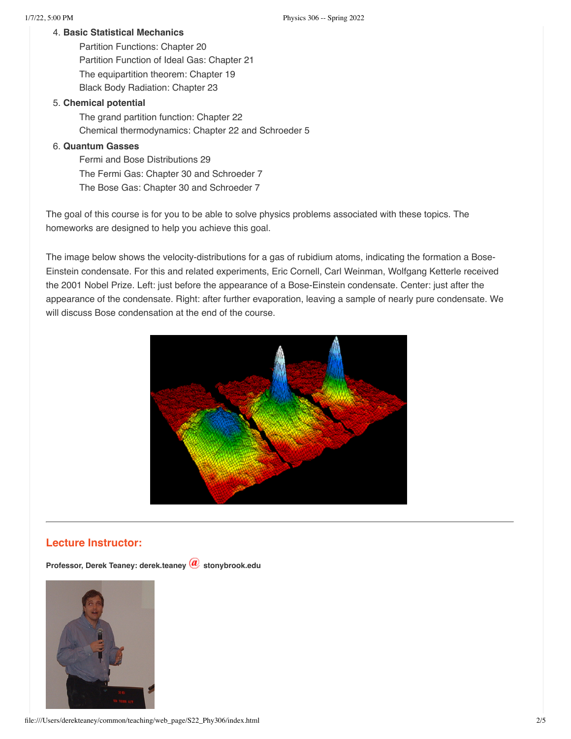4. **Basic Statistical Mechanics**
   - Partition Functions: Chapter 20
   - Partition Function of Ideal Gas: Chapter 21
   - The equipartition theorem: Chapter 19
   - Black Body Radiation: Chapter 23
5. **Chemical potential**
   - The grand partition function: Chapter 22
   - Chemical thermodynamics: Chapter 22 and Schroeder 5
6. **Quantum Gasses**
   - Fermi and Bose Distributions 29
   - The Fermi Gas: Chapter 30 and Schroeder 7
   - The Bose Gas: Chapter 30 and Schroeder 7

The goal of this course is for you to be able to solve physics problems associated with these topics. The homeworks are designed to help you achieve this goal.

The image below shows the velocity-distributions for a gas of rubidium atoms, indicating the formation a Bose-Einstein condensate. For this and related experiments, Eric Cornell, Carl Weinman, Wolfgang Ketterle received the 2001 Nobel Prize. Left: just before the appearance of a Bose-Einstein condensate. Center: just after the appearance of the condensate. Right: after further evaporation, leaving a sample of nearly pure condensate. We will discuss Bose condensation at the end of the course.

---

## Lecture Instructor:

**Professor, Derek Teaney: derek.teaney @ stonybrook.edu**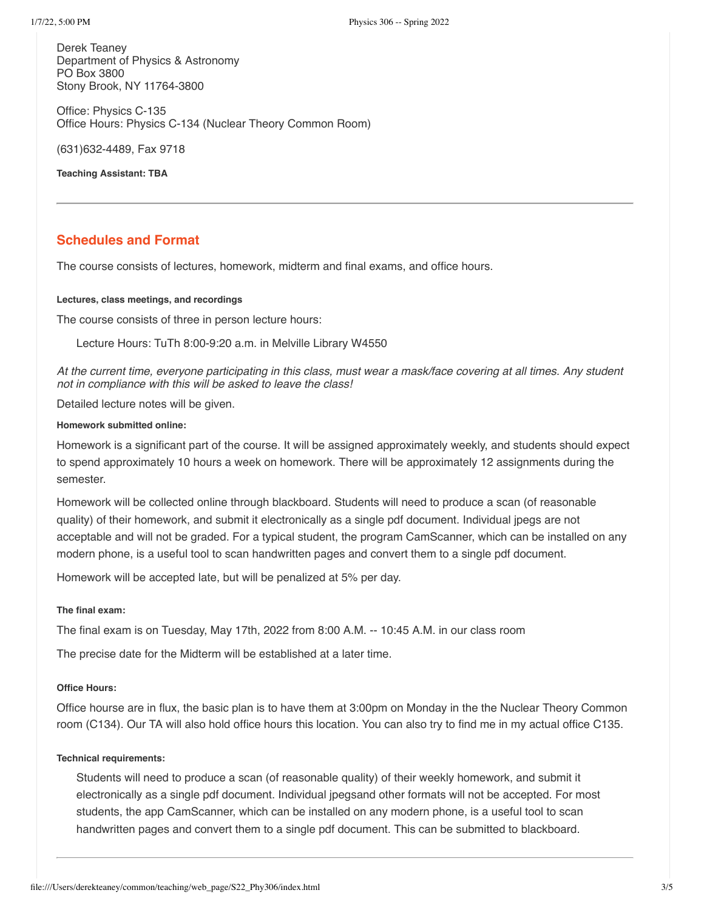Derek Teaney
Department of Physics & Astronomy
PO Box 3800
Stony Brook, NY 11764-3800

Office: Physics C-135
Office Hours: Physics C-134 (Nuclear Theory Common Room)

(631)632-4489, Fax 9718

**Teaching Assistant: TBA**

---

## Schedules and Format

The course consists of lectures, homework, midterm and final exams, and office hours.

#### Lectures, class meetings, and recordings

The course consists of three in person lecture hours:

> Lecture Hours: TuTh 8:00-9:20 a.m. in Melville Library W4550

*At the current time, everyone participating in this class, must wear a mask/face covering at all times. Any student not in compliance with this will be asked to leave the class!*

Detailed lecture notes will be given.

#### Homework submitted online:

Homework is a significant part of the course. It will be assigned approximately weekly, and students should expect to spend approximately 10 hours a week on homework. There will be approximately 12 assignments during the semester.

Homework will be collected online through blackboard. Students will need to produce a scan (of reasonable quality) of their homework, and submit it electronically as a single pdf document. Individual jpegs are not acceptable and will not be graded. For a typical student, the program CamScanner, which can be installed on any modern phone, is a useful tool to scan handwritten pages and convert them to a single pdf document.

Homework will be accepted late, but will be penalized at 5% per day.

#### The final exam:

The final exam is on Tuesday, May 17th, 2022 from 8:00 A.M. -- 10:45 A.M. in our class room

The precise date for the Midterm will be established at a later time.

#### Office Hours:

Office hourse are in flux, the basic plan is to have them at 3:00pm on Monday in the the Nuclear Theory Common room (C134). Our TA will also hold office hours this location. You can also try to find me in my actual office C135.

#### Technical requirements:

> Students will need to produce a scan (of reasonable quality) of their weekly homework, and submit it electronically as a single pdf document. Individual jpegsand other formats will not be accepted. For most students, the app CamScanner, which can be installed on any modern phone, is a useful tool to scan handwritten pages and convert them to a single pdf document. This can be submitted to blackboard.

---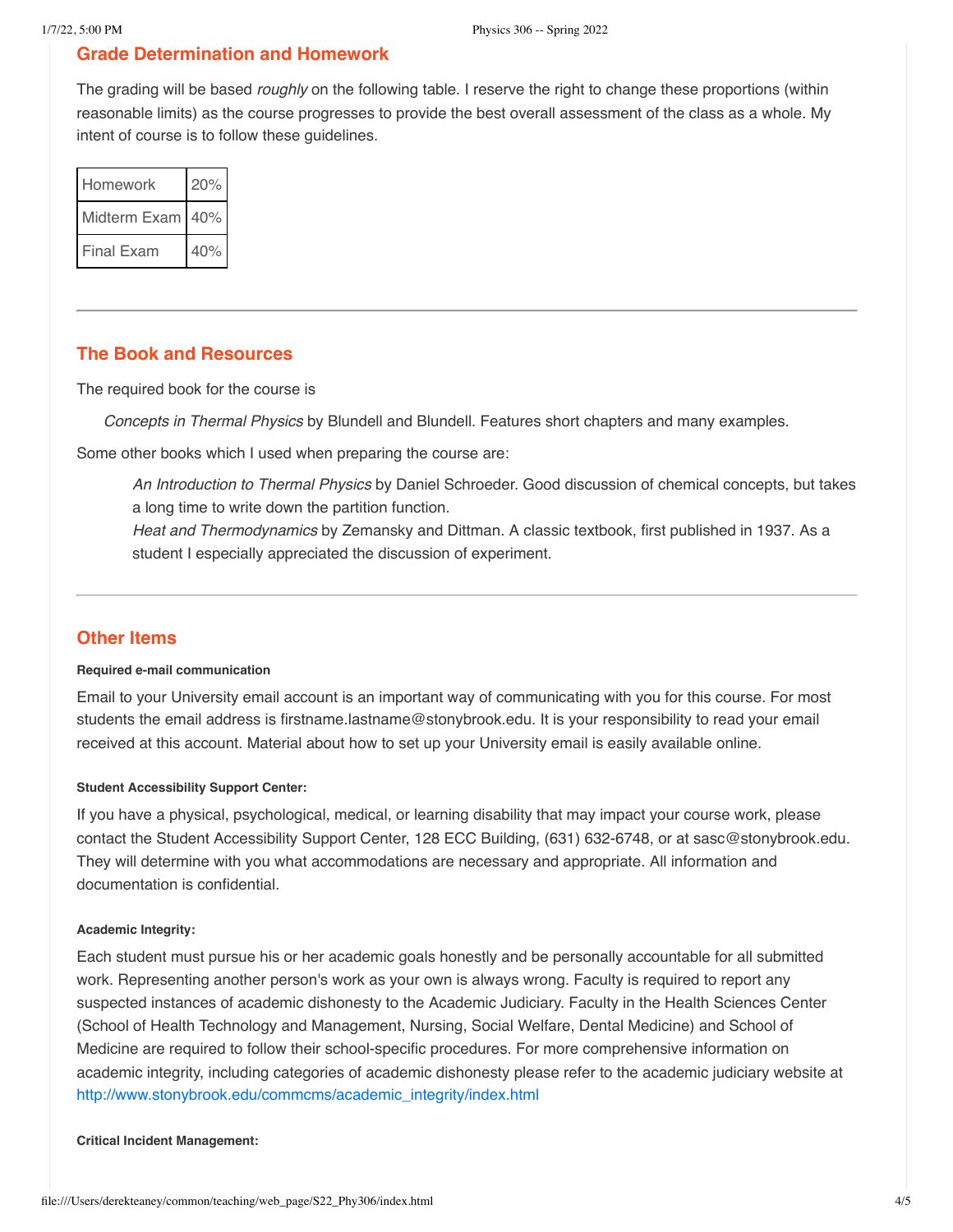## Grade Determination and Homework

The grading will be based *roughly* on the following table. I reserve the right to change these proportions (within reasonable limits) as the course progresses to provide the best overall assessment of the class as a whole. My intent of course is to follow these guidelines.

| | |
|---|---|
| Homework | 20% |
| Midterm Exam | 40% |
| Final Exam | 40% |

---

## The Book and Resources

The required book for the course is

> *Concepts in Thermal Physics* by Blundell and Blundell. Features short chapters and many examples.

Some other books which I used when preparing the course are:

> *An Introduction to Thermal Physics* by Daniel Schroeder. Good discussion of chemical concepts, but takes a long time to write down the partition function.
>
> *Heat and Thermodynamics* by Zemansky and Dittman. A classic textbook, first published in 1937. As a student I especially appreciated the discussion of experiment.

---

## Other Items

**Required e-mail communication**

Email to your University email account is an important way of communicating with you for this course. For most students the email address is firstname.lastname@stonybrook.edu. It is your responsibility to read your email received at this account. Material about how to set up your University email is easily available online.

**Student Accessibility Support Center:**

If you have a physical, psychological, medical, or learning disability that may impact your course work, please contact the Student Accessibility Support Center, 128 ECC Building, (631) 632-6748, or at sasc@stonybrook.edu. They will determine with you what accommodations are necessary and appropriate. All information and documentation is confidential.

**Academic Integrity:**

Each student must pursue his or her academic goals honestly and be personally accountable for all submitted work. Representing another person's work as your own is always wrong. Faculty is required to report any suspected instances of academic dishonesty to the Academic Judiciary. Faculty in the Health Sciences Center (School of Health Technology and Management, Nursing, Social Welfare, Dental Medicine) and School of Medicine are required to follow their school-specific procedures. For more comprehensive information on academic integrity, including categories of academic dishonesty please refer to the academic judiciary website at http://www.stonybrook.edu/commcms/academic_integrity/index.html

**Critical Incident Management:**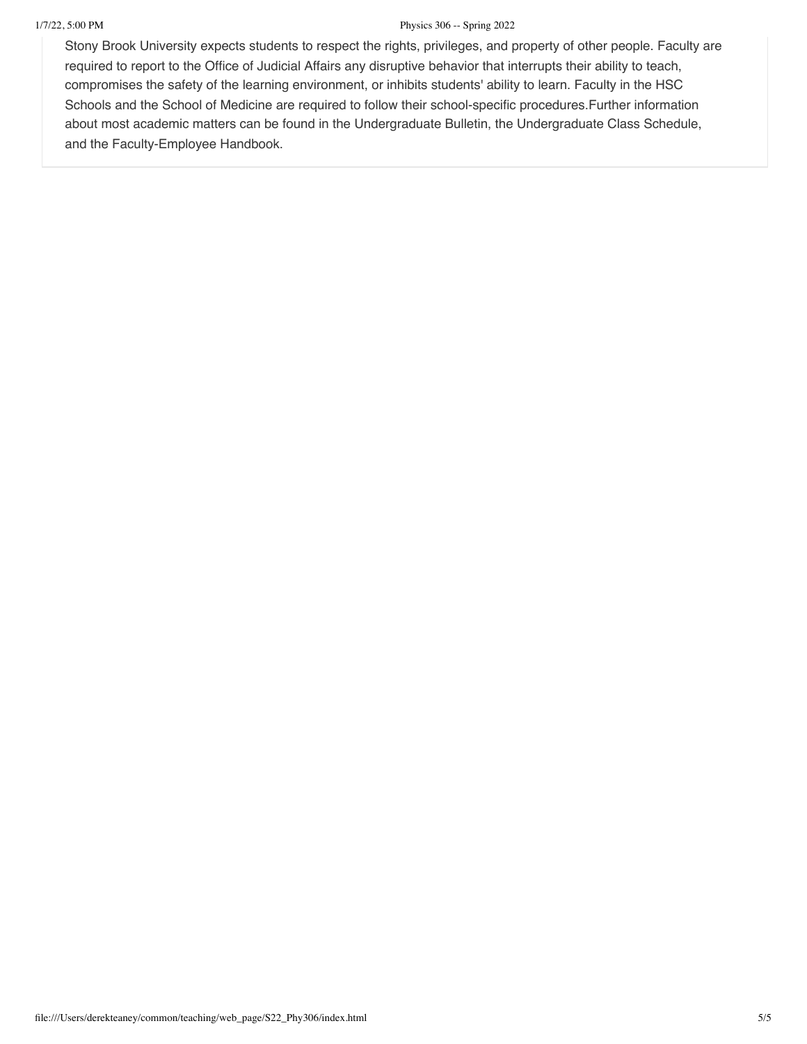Stony Brook University expects students to respect the rights, privileges, and property of other people. Faculty are required to report to the Office of Judicial Affairs any disruptive behavior that interrupts their ability to teach, compromises the safety of the learning environment, or inhibits students' ability to learn. Faculty in the HSC Schools and the School of Medicine are required to follow their school-specific procedures.Further information about most academic matters can be found in the Undergraduate Bulletin, the Undergraduate Class Schedule, and the Faculty-Employee Handbook.